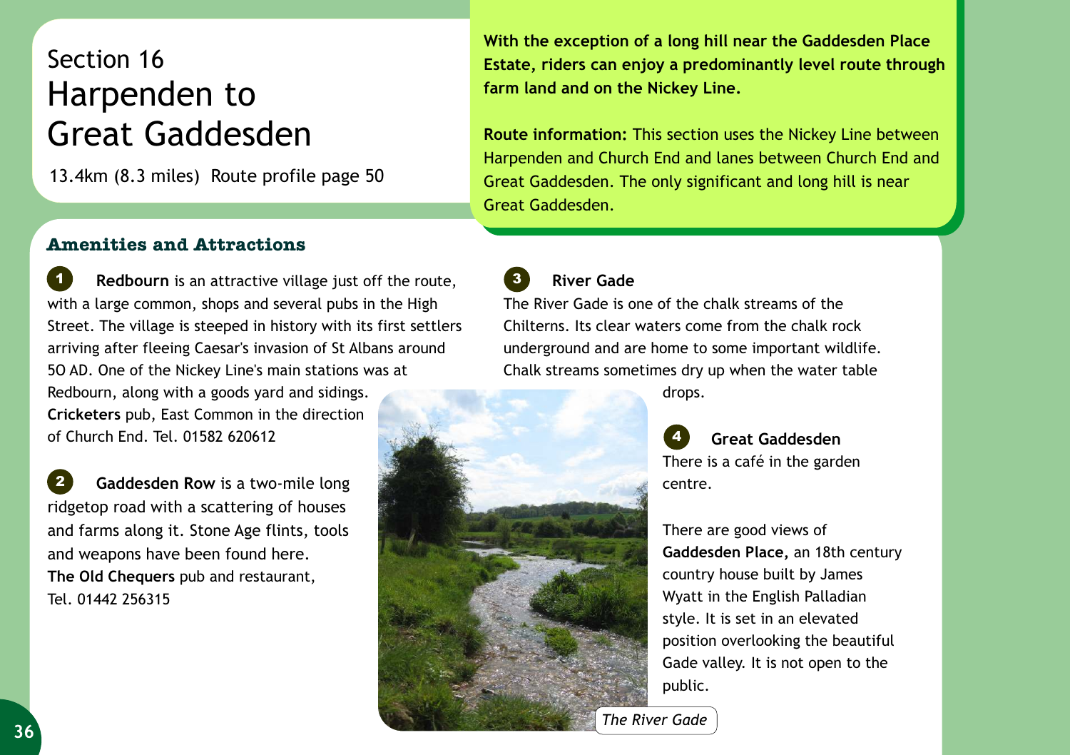# Section 16
# Harpenden to Great Gaddesden

13.4km (8.3 miles) Route profile page 50

**With the exception of a long hill near the Gaddesden Place Estate, riders can enjoy a predominantly level route through farm land and on the Nickey Line.**

**Route information:** This section uses the Nickey Line between Harpenden and Church End and lanes between Church End and Great Gaddesden. The only significant and long hill is near Great Gaddesden.

## Amenities and Attractions

**1** **Redbourn** is an attractive village just off the route, with a large common, shops and several pubs in the High Street. The village is steeped in history with its first settlers arriving after fleeing Caesar's invasion of St Albans around 50 AD. One of the Nickey Line's main stations was at Redbourn, along with a goods yard and sidings.
**Cricketers** pub, East Common in the direction of Church End. Tel. 01582 620612

**2** **Gaddesden Row** is a two-mile long ridgetop road with a scattering of houses and farms along it. Stone Age flints, tools and weapons have been found here.
**The Old Chequers** pub and restaurant, Tel. 01442 256315

**3** **River Gade**
The River Gade is one of the chalk streams of the Chilterns. Its clear waters come from the chalk rock underground and are home to some important wildlife. Chalk streams sometimes dry up when the water table drops.

**4** **Great Gaddesden**
There is a café in the garden centre.

There are good views of **Gaddesden Place,** an 18th century country house built by James Wyatt in the English Palladian style. It is set in an elevated position overlooking the beautiful Gade valley. It is not open to the public.

*The River Gade*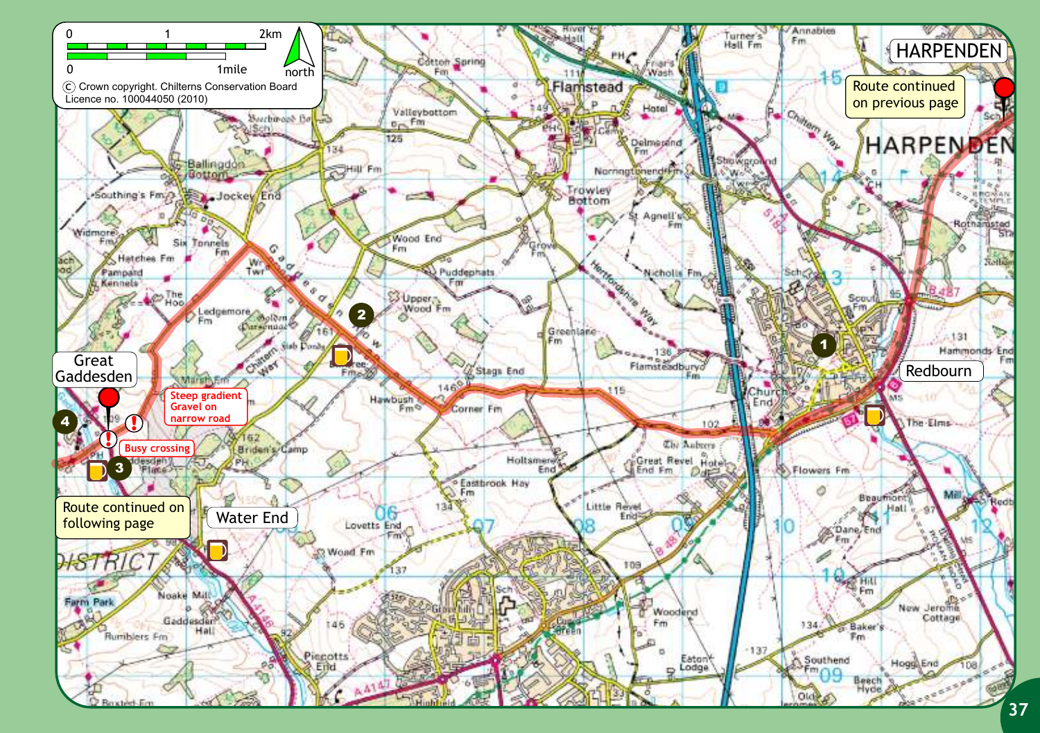0 1 2km

0 1mile

north

© Crown copyright. Chilterns Conservation Board Licence no. 100044050 (2010)

HARPENDEN

Route continued on previous page

Redbourn

Great Gaddesden

Steep gradient Gravel on narrow road

Busy crossing

Route continued on following page

Water End

1

2

3

4